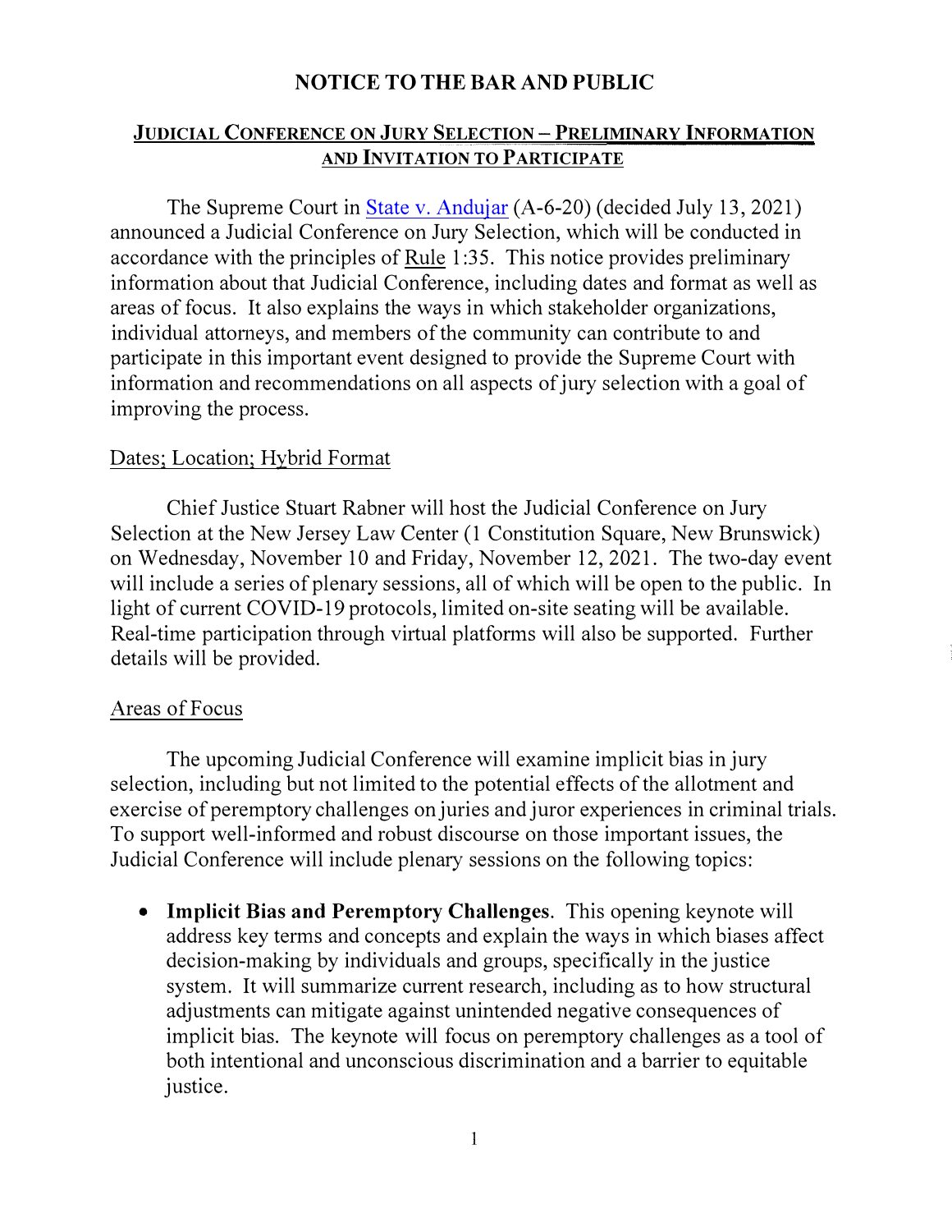# NOTICE TO THE BAR AND PUBLIC

## JUDICIAL CONFERENCE ON JURY SELECTION – PRELIMINARY INFORMATION AND INVITATION TO PARTICIPATE

The Supreme Court in State v. Andujar (A-6-20) (decided July 13, 2021) announced a Judicial Conference on Jury Selection, which will be conducted in accordance with the principles of Rule 1:35. This notice provides preliminary information about that Judicial Conference, including dates and format as well as areas of focus. It also explains the ways in which stakeholder organizations, individual attorneys, and members of the community can contribute to and participate in this important event designed to provide the Supreme Court with information and recommendations on all aspects of jury selection with a goal of improving the process.

### Dates; Location; Hybrid Format

Chief Justice Stuart Rabner will host the Judicial Conference on Jury Selection at the New Jersey Law Center (1 Constitution Square, New Brunswick) on Wednesday, November 10 and Friday, November 12, 2021. The two-day event will include a series of plenary sessions, all of which will be open to the public. In light of current COVID-19 protocols, limited on-site seating will be available. Real-time participation through virtual platforms will also be supported. Further details will be provided.

### Areas of Focus

The upcoming Judicial Conference will examine implicit bias in jury selection, including but not limited to the potential effects of the allotment and exercise of peremptory challenges on juries and juror experiences in criminal trials. To support well-informed and robust discourse on those important issues, the Judicial Conference will include plenary sessions on the following topics:

- **Implicit Bias and Peremptory Challenges**. This opening keynote will address key terms and concepts and explain the ways in which biases affect decision-making by individuals and groups, specifically in the justice system. It will summarize current research, including as to how structural adjustments can mitigate against unintended negative consequences of implicit bias. The keynote will focus on peremptory challenges as a tool of both intentional and unconscious discrimination and a barrier to equitable justice.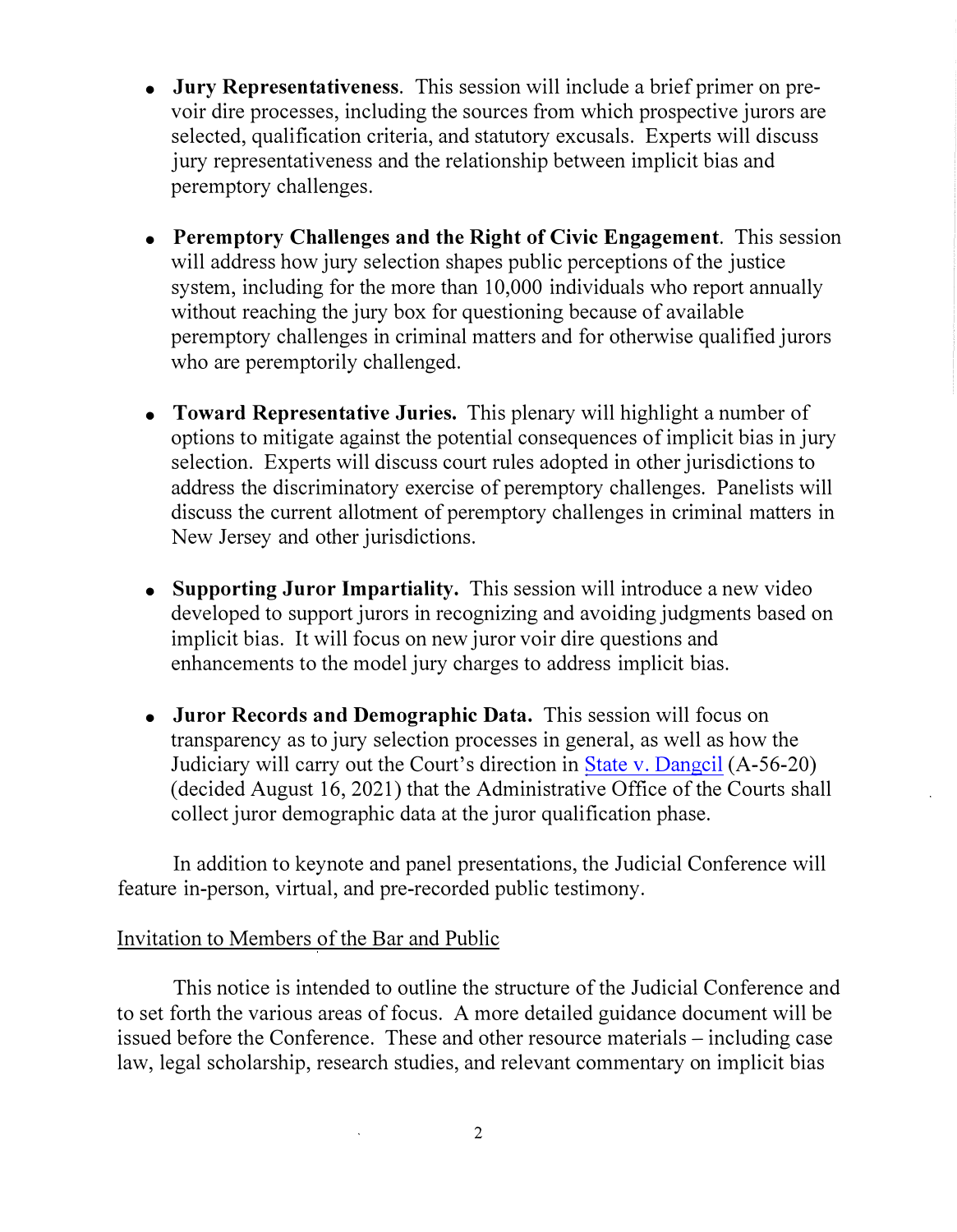- **Jury Representativeness**. This session will include a brief primer on pre-voir dire processes, including the sources from which prospective jurors are selected, qualification criteria, and statutory excusals. Experts will discuss jury representativeness and the relationship between implicit bias and peremptory challenges.

- **Peremptory Challenges and the Right of Civic Engagement**. This session will address how jury selection shapes public perceptions of the justice system, including for the more than 10,000 individuals who report annually without reaching the jury box for questioning because of available peremptory challenges in criminal matters and for otherwise qualified jurors who are peremptorily challenged.

- **Toward Representative Juries.** This plenary will highlight a number of options to mitigate against the potential consequences of implicit bias in jury selection. Experts will discuss court rules adopted in other jurisdictions to address the discriminatory exercise of peremptory challenges. Panelists will discuss the current allotment of peremptory challenges in criminal matters in New Jersey and other jurisdictions.

- **Supporting Juror Impartiality.** This session will introduce a new video developed to support jurors in recognizing and avoiding judgments based on implicit bias. It will focus on new juror voir dire questions and enhancements to the model jury charges to address implicit bias.

- **Juror Records and Demographic Data.** This session will focus on transparency as to jury selection processes in general, as well as how the Judiciary will carry out the Court's direction in State v. Dangcil (A-56-20) (decided August 16, 2021) that the Administrative Office of the Courts shall collect juror demographic data at the juror qualification phase.

In addition to keynote and panel presentations, the Judicial Conference will feature in-person, virtual, and pre-recorded public testimony.

Invitation to Members of the Bar and Public

This notice is intended to outline the structure of the Judicial Conference and to set forth the various areas of focus. A more detailed guidance document will be issued before the Conference. These and other resource materials – including case law, legal scholarship, research studies, and relevant commentary on implicit bias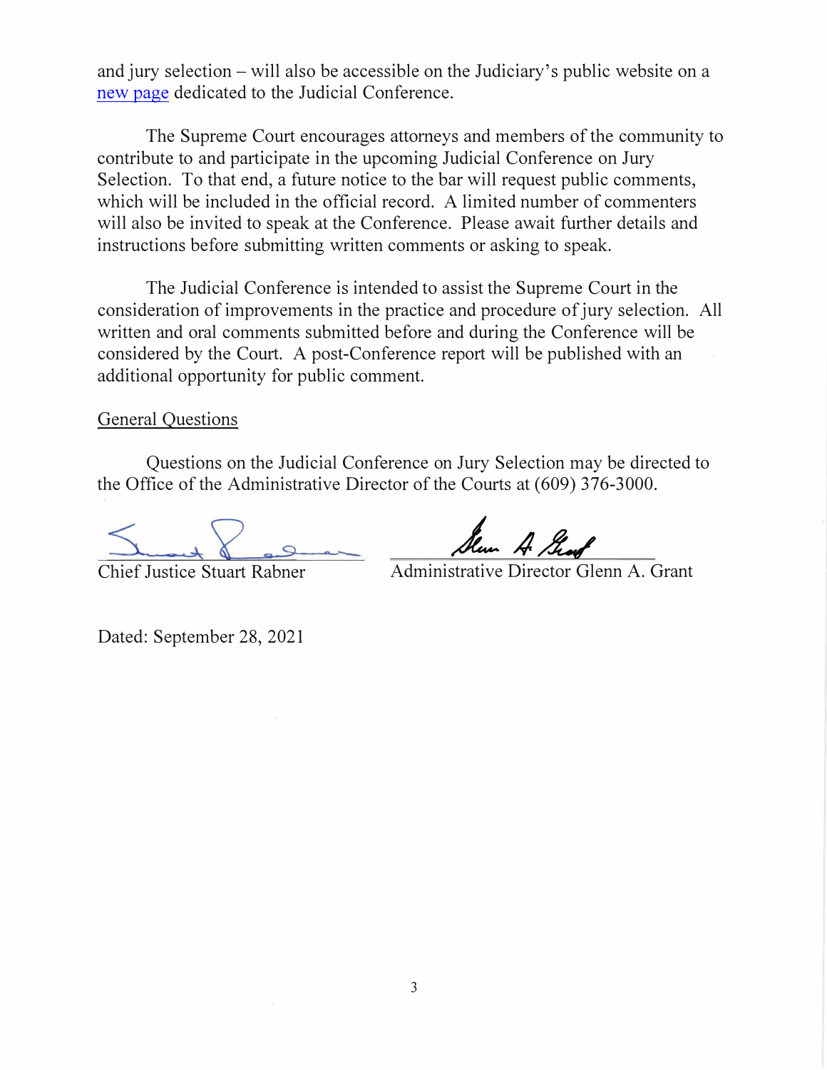and jury selection – will also be accessible on the Judiciary's public website on a new page dedicated to the Judicial Conference.

The Supreme Court encourages attorneys and members of the community to contribute to and participate in the upcoming Judicial Conference on Jury Selection. To that end, a future notice to the bar will request public comments, which will be included in the official record. A limited number of commenters will also be invited to speak at the Conference. Please await further details and instructions before submitting written comments or asking to speak.

The Judicial Conference is intended to assist the Supreme Court in the consideration of improvements in the practice and procedure of jury selection. All written and oral comments submitted before and during the Conference will be considered by the Court. A post-Conference report will be published with an additional opportunity for public comment.

General Questions

Questions on the Judicial Conference on Jury Selection may be directed to the Office of the Administrative Director of the Courts at (609) 376-3000.

Chief Justice Stuart Rabner

Administrative Director Glenn A. Grant

Dated: September 28, 2021